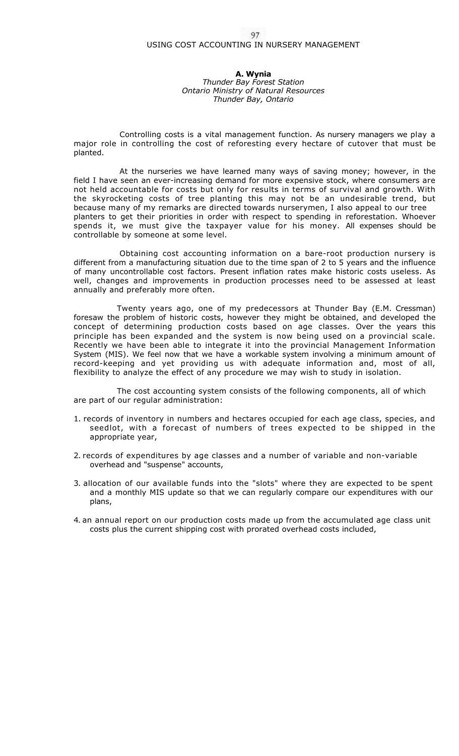# USING COST ACCOUNTING IN NURSERY MANAGEMENT

**A. Wynia**
*Thunder Bay Forest Station*
*Ontario Ministry of Natural Resources*
*Thunder Bay, Ontario*

Controlling costs is a vital management function. As nursery managers we play a major role in controlling the cost of reforesting every hectare of cutover that must be planted.

At the nurseries we have learned many ways of saving money; however, in the field I have seen an ever-increasing demand for more expensive stock, where consumers are not held accountable for costs but only for results in terms of survival and growth. With the skyrocketing costs of tree planting this may not be an undesirable trend, but because many of my remarks are directed towards nurserymen, I also appeal to our tree planters to get their priorities in order with respect to spending in reforestation. Whoever spends it, we must give the taxpayer value for his money. All expenses should be controllable by someone at some level.

Obtaining cost accounting information on a bare-root production nursery is different from a manufacturing situation due to the time span of 2 to 5 years and the influence of many uncontrollable cost factors. Present inflation rates make historic costs useless. As well, changes and improvements in production processes need to be assessed at least annually and preferably more often.

Twenty years ago, one of my predecessors at Thunder Bay (E.M. Cressman) foresaw the problem of historic costs, however they might be obtained, and developed the concept of determining production costs based on age classes. Over the years this principle has been expanded and the system is now being used on a provincial scale. Recently we have been able to integrate it into the provincial Management Information System (MIS). We feel now that we have a workable system involving a minimum amount of record-keeping and yet providing us with adequate information and, most of all, flexibility to analyze the effect of any procedure we may wish to study in isolation.

The cost accounting system consists of the following components, all of which are part of our regular administration:

1. records of inventory in numbers and hectares occupied for each age class, species, and seedlot, with a forecast of numbers of trees expected to be shipped in the appropriate year,
2. records of expenditures by age classes and a number of variable and non-variable overhead and "suspense" accounts,
3. allocation of our available funds into the "slots" where they are expected to be spent and a monthly MIS update so that we can regularly compare our expenditures with our plans,
4. an annual report on our production costs made up from the accumulated age class unit costs plus the current shipping cost with prorated overhead costs included,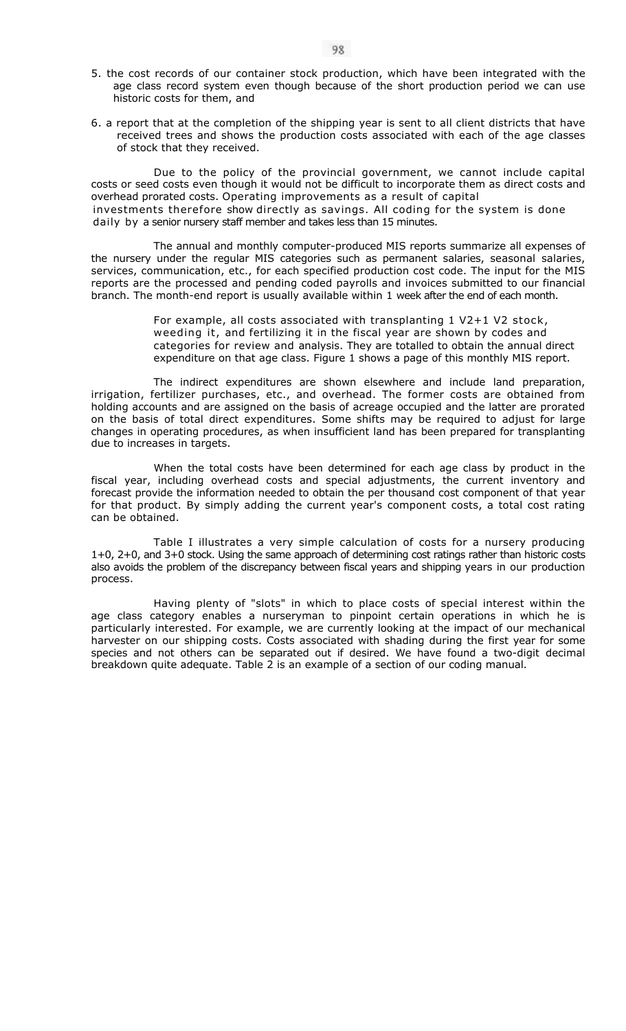5. the cost records of our container stock production, which have been integrated with the age class record system even though because of the short production period we can use historic costs for them, and

6. a report that at the completion of the shipping year is sent to all client districts that have received trees and shows the production costs associated with each of the age classes of stock that they received.

Due to the policy of the provincial government, we cannot include capital costs or seed costs even though it would not be difficult to incorporate them as direct costs and overhead prorated costs. Operating improvements as a result of capital investments therefore show directly as savings. All coding for the system is done daily by a senior nursery staff member and takes less than 15 minutes.

The annual and monthly computer-produced MIS reports summarize all expenses of the nursery under the regular MIS categories such as permanent salaries, seasonal salaries, services, communication, etc., for each specified production cost code. The input for the MIS reports are the processed and pending coded payrolls and invoices submitted to our financial branch. The month-end report is usually available within 1 week after the end of each month.

> For example, all costs associated with transplanting 1 V2+1 V2 stock, weeding it, and fertilizing it in the fiscal year are shown by codes and categories for review and analysis. They are totalled to obtain the annual direct expenditure on that age class. Figure 1 shows a page of this monthly MIS report.

The indirect expenditures are shown elsewhere and include land preparation, irrigation, fertilizer purchases, etc., and overhead. The former costs are obtained from holding accounts and are assigned on the basis of acreage occupied and the latter are prorated on the basis of total direct expenditures. Some shifts may be required to adjust for large changes in operating procedures, as when insufficient land has been prepared for transplanting due to increases in targets.

When the total costs have been determined for each age class by product in the fiscal year, including overhead costs and special adjustments, the current inventory and forecast provide the information needed to obtain the per thousand cost component of that year for that product. By simply adding the current year's component costs, a total cost rating can be obtained.

Table I illustrates a very simple calculation of costs for a nursery producing 1+0, 2+0, and 3+0 stock. Using the same approach of determining cost ratings rather than historic costs also avoids the problem of the discrepancy between fiscal years and shipping years in our production process.

Having plenty of "slots" in which to place costs of special interest within the age class category enables a nurseryman to pinpoint certain operations in which he is particularly interested. For example, we are currently looking at the impact of our mechanical harvester on our shipping costs. Costs associated with shading during the first year for some species and not others can be separated out if desired. We have found a two-digit decimal breakdown quite adequate. Table 2 is an example of a section of our coding manual.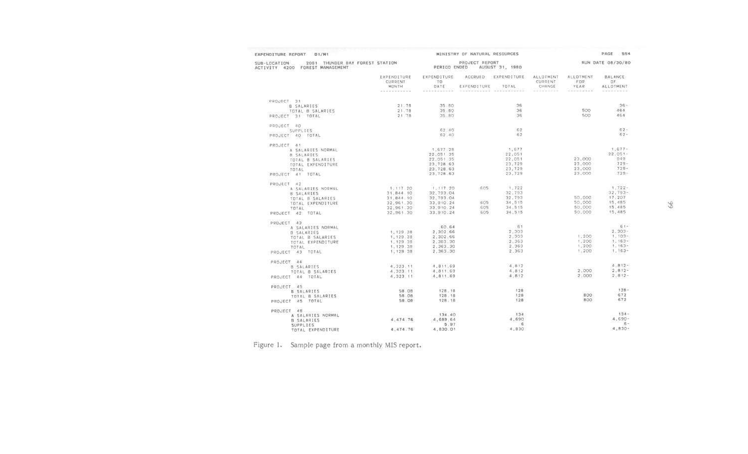EXPENDITURE REPORT D1/M1 — MINISTRY OF NATURAL RESOURCES — PAGE 554

SUB-LOCATION 2081 THUNDER BAY FOREST STATION
ACTIVITY 4200 FOREST MANAGEMENT

PROJECT REPORT
PERIOD ENDED AUGUST 31, 1980

RUN DATE 08/30/80

| | EXPENDITURE CURRENT MONTH | EXPENDITURE TO DATE | ACCRUED EXPENDITURE | EXPENDITURE TOTAL | ALLOTMENT CURRENT CHANGE | ALLOTMENT FOR YEAR | BALANCE OF ALLOTMENT |
|---|---|---|---|---|---|---|---|
| PROJECT 31 | | | | | | | |
| B SALARIES | 21.78 | 35.80 | | 36 | | | 36- |
| TOTAL B SALARIES | 21.78 | 35.80 | | 36 | | 500 | 464 |
| PROJECT 31 TOTAL | 21.78 | 35.80 | | 36 | | 500 | 464 |
| PROJECT 40 | | | | | | | |
| SUPPLIES | | 62.40 | | 62 | | | 62- |
| PROJECT 40 TOTAL | | 62.40 | | 62 | | | 62- |
| PROJECT 41 | | | | | | | |
| A SALARIES NORMAL | | 1,677.28 | | 1,677 | | | 1,677- |
| B SALARIES | | 22,051.35 | | 22,051 | | | 22,051- |
| TOTAL B SALARIES | | 22,051.35 | | 22,051 | | 23,000 | 949 |
| TOTAL EXPENDITURE | | 23,728.63 | | 23,729 | | 23,000 | 729- |
| TOTAL | | 23,728.63 | | 23,729 | | 23,000 | 729- |
| PROJECT 41 TOTAL | | 23,728.63 | | 23,729 | | 23,000 | 729- |
| PROJECT 42 | | | | | | | |
| A SALARIES NORMAL | 1,117.20 | 1,117.20 | 605 | 1,722 | | | 1,722- |
| B SALARIES | 31,844.10 | 32,793.04 | | 32,793 | | | 32,793- |
| TOTAL B SALARIES | 31,844.10 | 32,793.04 | | 32,793 | | 50,000 | 17,207 |
| TOTAL EXPENDITURE | 32,961.30 | 33,910.24 | 605 | 34,515 | | 50,000 | 15,485 |
| TOTAL | 32,961.30 | 33,910.24 | 605 | 34,515 | | 50,000 | 15,485 |
| PROJECT 42 TOTAL | 32,961.30 | 33,910.24 | 605 | 34,515 | | 50,000 | 15,485 |
| PROJECT 43 | | | | | | | |
| A SALARIES NORMAL | | 60.64 | | 61 | | | 61- |
| B SALARIES | 1,129.38 | 2,302.66 | | 2,303 | | | 2,303- |
| TOTAL B SALARIES | 1,129.38 | 2,302.66 | | 2,303 | | 1,200 | 1,103- |
| TOTAL EXPENDITURE | 1,129.38 | 2,363.30 | | 2,363 | | 1,200 | 1,163- |
| TOTAL | 1,129.38 | 2,363.30 | | 2,363 | | 1,200 | 1,163- |
| PROJECT 43 TOTAL | 1,129.38 | 2,363.30 | | 2,363 | | 1,200 | 1,163- |
| PROJECT 44 | | | | | | | |
| B SALARIES | 4,323.11 | 4,811.69 | | 4,812 | | | 4,812- |
| TOTAL B SALARIES | 4,323.11 | 4,811.69 | | 4,812 | | 2,000 | 2,812- |
| PROJECT 44 TOTAL | 4,323.11 | 4,811.69 | | 4,812 | | 2,000 | 2,812- |
| PROJECT 45 | | | | | | | |
| B SALARIES | 58.08 | 128.18 | | 128 | | | 128- |
| TOTAL B SALARIES | 58.08 | 128.18 | | 128 | | 800 | 672 |
| PROJECT 45 TOTAL | 58.08 | 128.18 | | 128 | | 800 | 672 |
| PROJECT 48 | | | | | | | |
| A SALARIES NORMAL | | 134.40 | | 134 | | | 134- |
| B SALARIES | 4,474.76 | 4,689.64 | | 4,690 | | | 4,690- |
| SUPPLIES | | 5.97 | | 6 | | | 6- |
| TOTAL EXPENDITURE | 4,474.76 | 4,830.01 | | 4,830 | | | 4,830- |

Figure 1. Sample page from a monthly MIS report.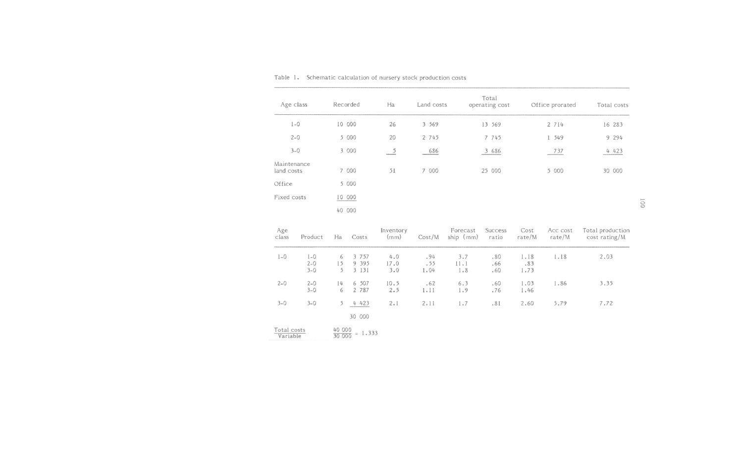Table 1. Schematic calculation of nursery stock production costs

| Age class | Recorded | Ha | Land costs | Total operating cost | Office prorated | Total costs |
|---|---|---|---|---|---|---|
| 1-0 | 10 000 | 26 | 3 569 | 13 569 | 2 714 | 16 283 |
| 2-0 | 5 000 | 20 | 2 745 | 7 745 | 1 549 | 9 294 |
| 3-0 | 3 000 | 5 | 686 | 3 686 | 737 | 4 423 |
| Maintenance land costs | 7 000 | 51 | 7 000 | 25 000 | 5 000 | 30 000 |
| Office | 5 000 | | | | | |
| Fixed costs | 10 000 | | | | | |
| | 40 000 | | | | | |

| Age class | Product | Ha | Costs | Inventory (mm) | Cost/M | Forecast ship (mm) | Success ratio | Cost rate/M | Acc cost rate/M | Total production cost rating/M |
|---|---|---|---|---|---|---|---|---|---|---|
| 1-0 | 1-0 | 6 | 3 757 | 4.0 | .94 | 3.7 | .80 | 1.18 | 1.18 | 2.03 |
| | 2-0 | 15 | 9 395 | 17.0 | .55 | 11.1 | .66 | .83 | | |
| | 3-0 | 5 | 3 131 | 3.0 | 1.04 | 1.8 | .60 | 1.73 | | |
| 2-0 | 2-0 | 14 | 6 507 | 10.5 | .62 | 6.3 | .60 | 1.03 | 1.86 | 3.35 |
| | 3-0 | 6 | 2 787 | 2.5 | 1.11 | 1.9 | .76 | 1.46 | | |
| 3-0 | 3-0 | 5 | 4 423 | 2.1 | 2.11 | 1.7 | .81 | 2.60 | 5.79 | 7.72 |
| | | | 30 000 | | | | | | | |

$$\frac{\text{Total costs}}{\text{Variable}} \quad \frac{40\ 000}{30\ 000} = 1.333$$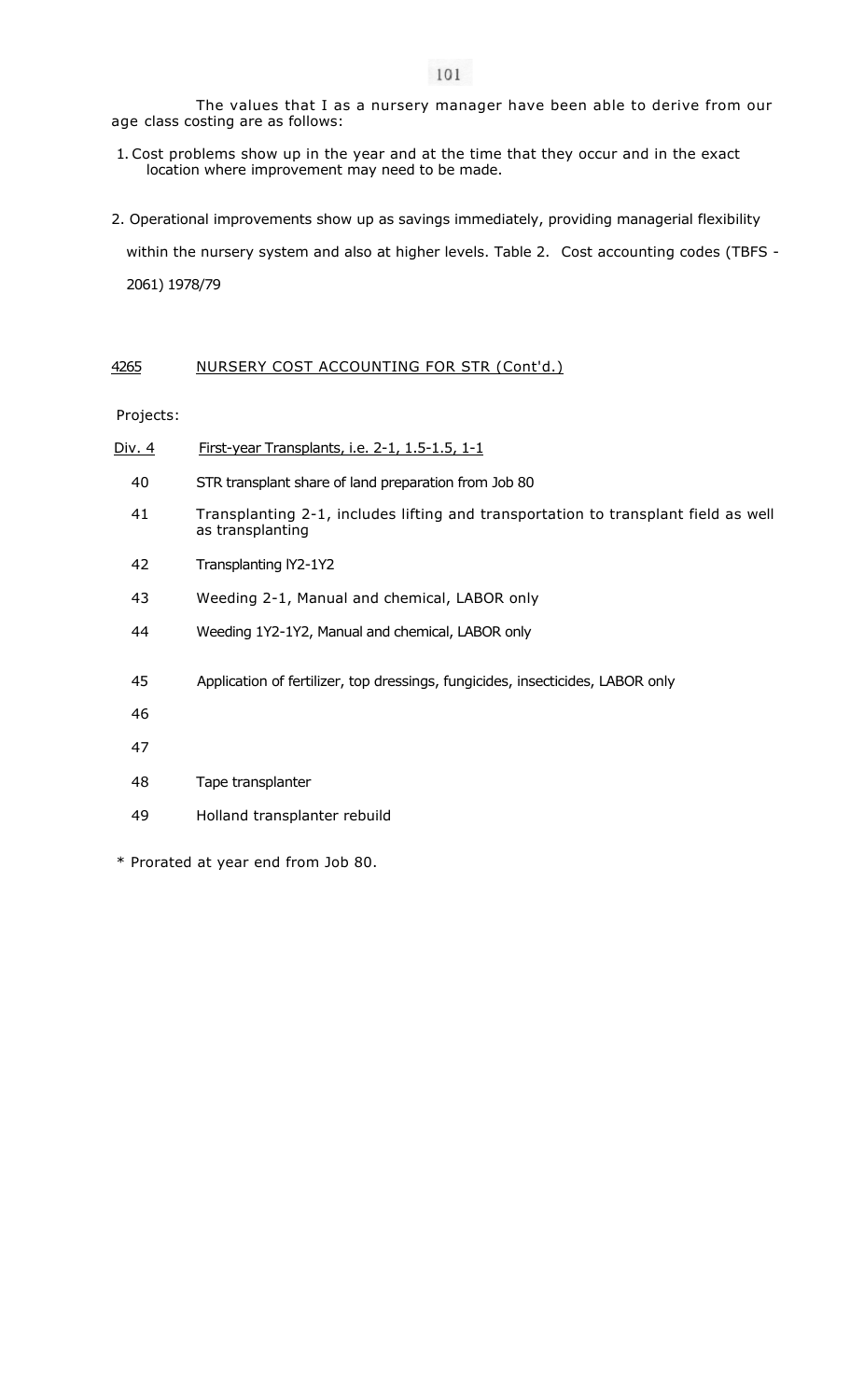The values that I as a nursery manager have been able to derive from our age class costing are as follows:

1. Cost problems show up in the year and at the time that they occur and in the exact location where improvement may need to be made.

2. Operational improvements show up as savings immediately, providing managerial flexibility within the nursery system and also at higher levels. Table 2. Cost accounting codes (TBFS - 2061) 1978/79

4265 NURSERY COST ACCOUNTING FOR STR (Cont'd.)

Projects:

| | |
|---|---|
| Div. 4 | First-year Transplants, i.e. 2-1, 1.5-1.5, 1-1 |
| 40 | STR transplant share of land preparation from Job 80 |
| 41 | Transplanting 2-1, includes lifting and transportation to transplant field as well as transplanting |
| 42 | Transplanting lY2-1Y2 |
| 43 | Weeding 2-1, Manual and chemical, LABOR only |
| 44 | Weeding 1Y2-1Y2, Manual and chemical, LABOR only |
| 45 | Application of fertilizer, top dressings, fungicides, insecticides, LABOR only |
| 46 | |
| 47 | |
| 48 | Tape transplanter |
| 49 | Holland transplanter rebuild |

* Prorated at year end from Job 80.